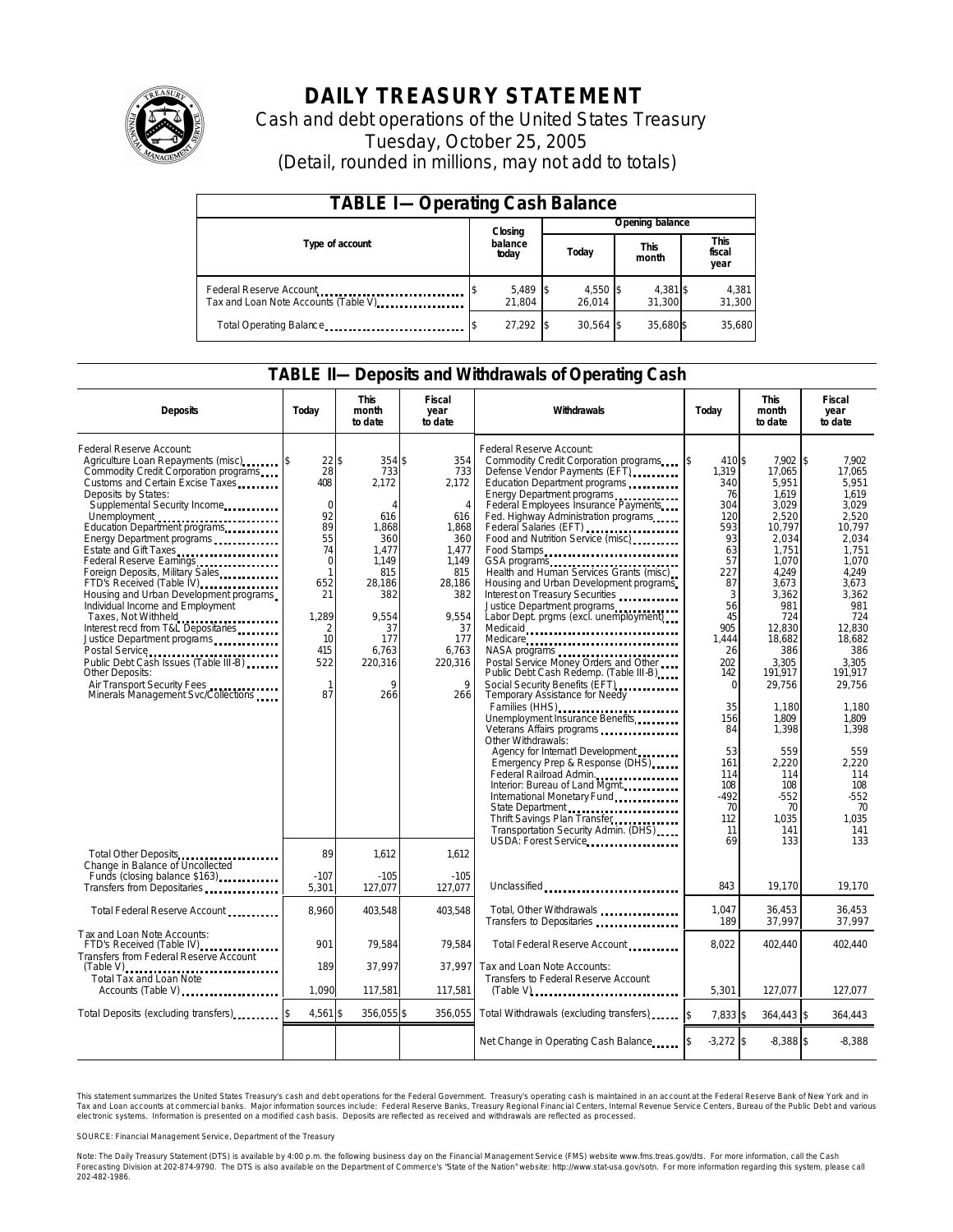# DAILY TREASURY STATEMENT

Cash and debt operations of the United States Treasury

Tuesday, October 25, 2005

(Detail, rounded in millions, may not add to totals)

## TABLE I—Operating Cash Balance

| Type of account | Closing balance today | Opening balance Today | Opening balance This month | Opening balance This fiscal year |
|---|---|---|---|---|
| Federal Reserve Account | $ 5,489 | $ 4,550 | $ 4,381 | $ 4,381 |
| Tax and Loan Note Accounts (Table V) | 21,804 | 26,014 | 31,300 | 31,300 |
| Total Operating Balance | $ 27,292 | $ 30,564 | $ 35,680 | $ 35,680 |

## TABLE II—Deposits and Withdrawals of Operating Cash

| Deposits | Today | This month to date | Fiscal year to date | Withdrawals | Today | This month to date | Fiscal year to date |
|---|---|---|---|---|---|---|---|
| Federal Reserve Account: | | | | Federal Reserve Account: | | | |
| Agriculture Loan Repayments (misc) | $ 22 | $ 354 | $ 354 | Commodity Credit Corporation programs | $ 410 | $ 7,902 | $ 7,902 |
| Commodity Credit Corporation programs | 28 | 733 | 733 | Defense Vendor Payments (EFT) | 1,319 | 17,065 | 17,065 |
| Customs and Certain Excise Taxes | 408 | 2,172 | 2,172 | Education Department programs | 340 | 5,951 | 5,951 |
| Deposits by States: | | | | Energy Department programs | 76 | 1,619 | 1,619 |
| Supplemental Security Income | 0 | 4 | 4 | Federal Employees Insurance Payments | 304 | 3,029 | 3,029 |
| Unemployment | 92 | 616 | 616 | Fed. Highway Administration programs | 120 | 2,520 | 2,520 |
| Education Department programs | 89 | 1,868 | 1,868 | Federal Salaries (EFT) | 593 | 10,797 | 10,797 |
| Energy Department programs | 55 | 360 | 360 | Food and Nutrition Service (misc) | 93 | 2,034 | 2,034 |
| Estate and Gift Taxes | 74 | 1,477 | 1,477 | Food Stamps | 63 | 1,751 | 1,751 |
| Federal Reserve Earnings | 0 | 1,149 | 1,149 | GSA programs | 57 | 1,070 | 1,070 |
| Foreign Deposits, Military Sales | 1 | 815 | 815 | Health and Human Services Grants (misc) | 227 | 4,249 | 4,249 |
| FTD's Received (Table IV) | 652 | 28,186 | 28,186 | Housing and Urban Development programs | 87 | 3,673 | 3,673 |
| Housing and Urban Development programs | 21 | 382 | 382 | Interest on Treasury Securities | 3 | 3,362 | 3,362 |
| Individual Income and Employment Taxes, Not Withheld | 1,289 | 9,554 | 9,554 | Justice Department programs | 56 | 981 | 981 |
| Interest recd from T&L Depositaries | 2 | 37 | 37 | Labor Dept. prgms (excl. unemployment) | 45 | 724 | 724 |
| Justice Department programs | 10 | 177 | 177 | Medicaid | 905 | 12,830 | 12,830 |
| Postal Service | 415 | 6,763 | 6,763 | Medicare | 1,444 | 18,682 | 18,682 |
| Public Debt Cash Issues (Table III-B) | 522 | 220,316 | 220,316 | NASA programs | 26 | 386 | 386 |
| Other Deposits: | | | | Postal Service Money Orders and Other | 202 | 3,305 | 3,305 |
| Air Transport Security Fees | 1 | 9 | 9 | Public Debt Cash Redemp. (Table III-B) | 142 | 191,917 | 191,917 |
| Minerals Management Svc/Collections | 87 | 266 | 266 | Social Security Benefits (EFT) | 0 | 29,756 | 29,756 |
| | | | | Temporary Assistance for Needy Families (HHS) | 35 | 1,180 | 1,180 |
| | | | | Unemployment Insurance Benefits | 156 | 1,809 | 1,809 |
| | | | | Veterans Affairs programs | 84 | 1,398 | 1,398 |
| | | | | Other Withdrawals: | | | |
| | | | | Agency for Internat'l Development | 53 | 559 | 559 |
| | | | | Emergency Prep & Response (DHS) | 161 | 2,220 | 2,220 |
| | | | | Federal Railroad Admin. | 114 | 114 | 114 |
| | | | | Interior: Bureau of Land Mgmt. | 108 | 108 | 108 |
| | | | | International Monetary Fund | -492 | -552 | -552 |
| | | | | State Department | 70 | 70 | 70 |
| | | | | Thrift Savings Plan Transfer | 112 | 1,035 | 1,035 |
| | | | | Transportation Security Admin. (DHS) | 11 | 141 | 141 |
| | | | | USDA: Forest Service | 69 | 133 | 133 |
| Total Other Deposits | 89 | 1,612 | 1,612 | | | | |
| Change in Balance of Uncollected Funds (closing balance $163) | -107 | -105 | -105 | | | | |
| Transfers from Depositaries | 5,301 | 127,077 | 127,077 | Unclassified | 843 | 19,170 | 19,170 |
| Total Federal Reserve Account | 8,960 | 403,548 | 403,548 | Total, Other Withdrawals | 1,047 | 36,453 | 36,453 |
| | | | | Transfers to Depositaries | 189 | 37,997 | 37,997 |
| Tax and Loan Note Accounts: | | | | | | | |
| FTD's Received (Table IV) | 901 | 79,584 | 79,584 | Total Federal Reserve Account | 8,022 | 402,440 | 402,440 |
| Transfers from Federal Reserve Account (Table V) | 189 | 37,997 | 37,997 | Tax and Loan Note Accounts: | | | |
| Total Tax and Loan Note Accounts (Table V) | 1,090 | 117,581 | 117,581 | Transfers to Federal Reserve Account (Table V) | 5,301 | 127,077 | 127,077 |
| Total Deposits (excluding transfers) | $ 4,561 | $ 356,055 | $ 356,055 | Total Withdrawals (excluding transfers) | $ 7,833 | $ 364,443 | $ 364,443 |
| | | | | Net Change in Operating Cash Balance | $ -3,272 | $ -8,388 | $ -8,388 |

This statement summarizes the United States Treasury's cash and debt operations for the Federal Government. Treasury's operating cash is maintained in an account at the Federal Reserve Bank of New York and in Tax and Loan accounts at commercial banks. Major information sources include: Federal Reserve Banks, Treasury Regional Financial Centers, Internal Revenue Service Centers, Bureau of the Public Debt and various electronic systems. Information is presented on a modified cash basis. Deposits are reflected as received and withdrawals are reflected as processed.

SOURCE: Financial Management Service, Department of the Treasury

Note: The Daily Treasury Statement (DTS) is available by 4:00 p.m. the following business day on the Financial Management Service (FMS) website www.fms.treas.gov/dts. For more information, call the Cash Forecasting Division at 202-874-9790. The DTS is also available on the Department of Commerce's "State of the Nation" website: http://www.stat-usa.gov/sotn. For more information regarding this system, please call 202-482-1986.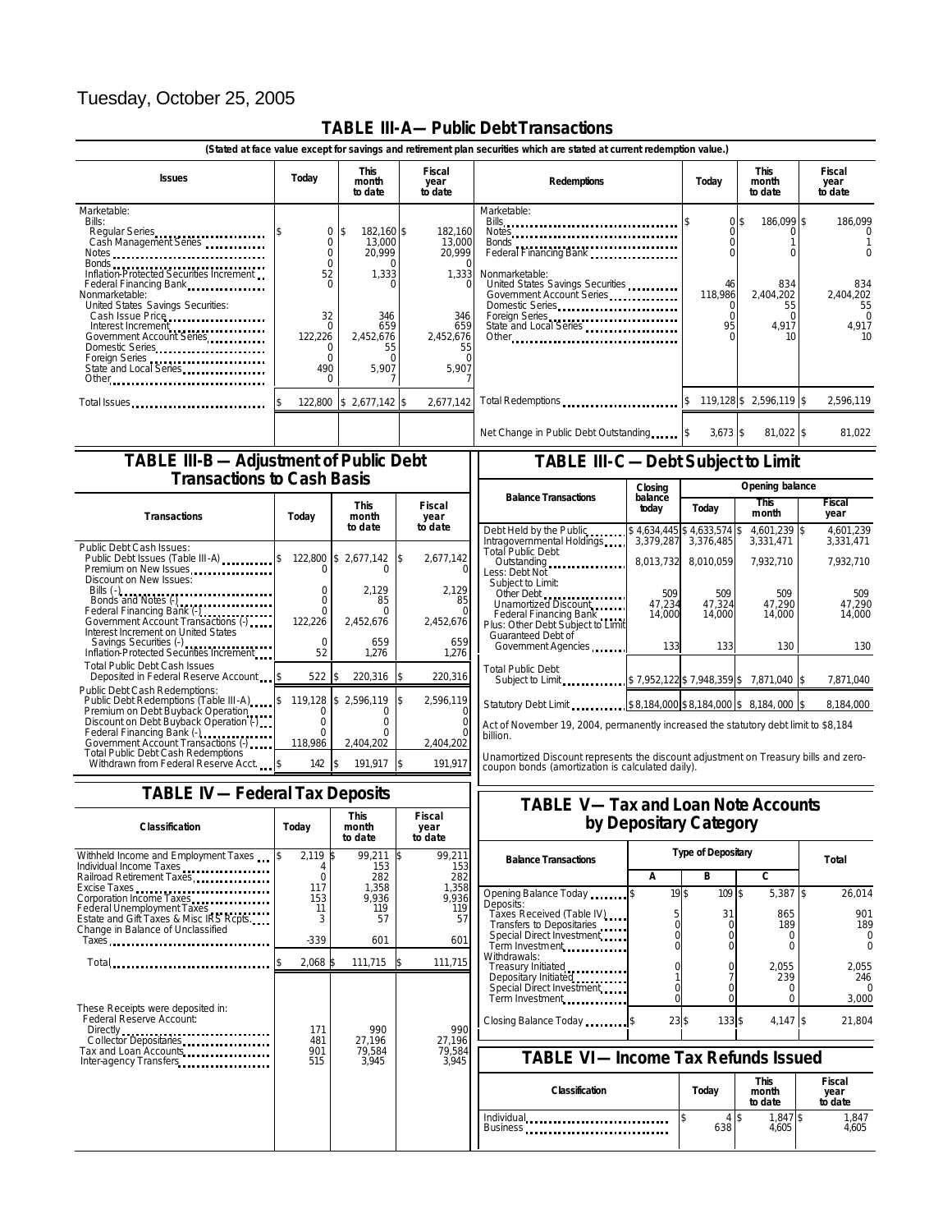Tuesday, October 25, 2005

## TABLE III-A— Public Debt Transactions

(Stated at face value except for savings and retirement plan securities which are stated at current redemption value.)

| Issues | Today | This month to date | Fiscal year to date |
|---|---|---|---|
| Marketable: | | | |
| Bills: | | | |
| Regular Series | $ 0 | $ 182,160 | $ 182,160 |
| Cash Management Series | 0 | 13,000 | 13,000 |
| Notes | 0 | 20,999 | 20,999 |
| Bonds | 0 | 0 | 0 |
| Inflation-Protected Securities Increment | 52 | 1,333 | 1,333 |
| Federal Financing Bank | 0 | 0 | 0 |
| Nonmarketable: | | | |
| United States Savings Securities: | | | |
| Cash Issue Price | 32 | 346 | 346 |
| Interest Increment | 0 | 659 | 659 |
| Government Account Series | 122,226 | 2,452,676 | 2,452,676 |
| Domestic Series | 0 | 55 | 55 |
| Foreign Series | 0 | 0 | 0 |
| State and Local Series | 490 | 5,907 | 5,907 |
| Other | 0 | 7 | 7 |
| Total Issues | $ 122,800 | $ 2,677,142 | $ 2,677,142 |

| Redemptions | Today | This month to date | Fiscal year to date |
|---|---|---|---|
| Marketable: | | | |
| Bills | $ 0 | $ 186,099 | $ 186,099 |
| Notes | 0 | 0 | 0 |
| Bonds | 0 | 1 | 1 |
| Federal Financing Bank | 0 | 0 | 0 |
| Nonmarketable: | | | |
| United States Savings Securities | 46 | 834 | 834 |
| Government Account Series | 118,986 | 2,404,202 | 2,404,202 |
| Domestic Series | 0 | 55 | 55 |
| Foreign Series | 0 | 0 | 0 |
| State and Local Series | 95 | 4,917 | 4,917 |
| Other | 0 | 10 | 10 |
| Total Redemptions | $ 119,128 | $ 2,596,119 | $ 2,596,119 |
| Net Change in Public Debt Outstanding | $ 3,673 | $ 81,022 | $ 81,022 |

## TABLE III-B — Adjustment of Public Debt Transactions to Cash Basis

| Transactions | Today | This month to date | Fiscal year to date |
|---|---|---|---|
| Public Debt Cash Issues: | | | |
| Public Debt Issues (Table III-A) | $ 122,800 | $ 2,677,142 | $ 2,677,142 |
| Premium on New Issues | 0 | 0 | 0 |
| Discount on New Issues: | | | |
| Bills (-) | 0 | 2,129 | 2,129 |
| Bonds and Notes (-) | 0 | 85 | 85 |
| Federal Financing Bank (-) | 0 | 0 | 0 |
| Government Account Transactions (-) | 122,226 | 2,452,676 | 2,452,676 |
| Interest Increment on United States Savings Securities (-) | 0 | 659 | 659 |
| Inflation-Protected Securities Increment | 52 | 1,276 | 1,276 |
| Total Public Debt Cash Issues Deposited in Federal Reserve Account | $ 522 | $ 220,316 | $ 220,316 |
| Public Debt Cash Redemptions: | | | |
| Public Debt Redemptions (Table III-A) | $ 119,128 | $ 2,596,119 | $ 2,596,119 |
| Premium on Debt Buyback Operation | 0 | 0 | 0 |
| Discount on Debt Buyback Operation (-) | 0 | 0 | 0 |
| Federal Financing Bank (-) | 0 | 0 | 0 |
| Government Account Transactions (-) | 118,986 | 2,404,202 | 2,404,202 |
| Total Public Debt Cash Redemptions Withdrawn from Federal Reserve Acct. | $ 142 | $ 191,917 | $ 191,917 |

## TABLE III-C — Debt Subject to Limit

| Balance Transactions | Closing balance today | Opening balance Today | Opening balance This month | Opening balance Fiscal year |
|---|---|---|---|---|
| Debt Held by the Public | $ 4,634,445 | $ 4,633,574 | $ 4,601,239 | $ 4,601,239 |
| Intragovernmental Holdings | 3,379,287 | 3,376,485 | 3,331,471 | 3,331,471 |
| Total Public Debt Outstanding | 8,013,732 | 8,010,059 | 7,932,710 | 7,932,710 |
| Less: Debt Not Subject to Limit: | | | | |
| Other Debt | 509 | 509 | 509 | 509 |
| Unamortized Discount | 47,234 | 47,324 | 47,290 | 47,290 |
| Federal Financing Bank | 14,000 | 14,000 | 14,000 | 14,000 |
| Plus: Other Debt Subject to Limit | | | | |
| Guaranteed Debt of Government Agencies | 133 | 133 | 130 | 130 |
| Total Public Debt Subject to Limit | $ 7,952,122 | $ 7,948,359 | $ 7,871,040 | $ 7,871,040 |
| Statutory Debt Limit | $ 8,184,000 | $ 8,184,000 | $ 8,184,000 | $ 8,184,000 |

Act of November 19, 2004, permanently increased the statutory debt limit to $8,184 billion.

Unamortized Discount represents the discount adjustment on Treasury bills and zero-coupon bonds (amortization is calculated daily).

## TABLE IV — Federal Tax Deposits

| Classification | Today | This month to date | Fiscal year to date |
|---|---|---|---|
| Withheld Income and Employment Taxes | $ 2,119 | $ 99,211 | $ 99,211 |
| Individual Income Taxes | 4 | 153 | 153 |
| Railroad Retirement Taxes | 0 | 282 | 282 |
| Excise Taxes | 117 | 1,358 | 1,358 |
| Corporation Income Taxes | 153 | 9,936 | 9,936 |
| Federal Unemployment Taxes | 11 | 119 | 119 |
| Estate and Gift Taxes & Misc IRS Rcpts. | 3 | 57 | 57 |
| Change in Balance of Unclassified Taxes | -339 | 601 | 601 |
| Total | $ 2,068 | $ 111,715 | $ 111,715 |
| These Receipts were deposited in: | | | |
| Federal Reserve Account: | | | |
| Directly | 171 | 990 | 990 |
| Collector Depositaries | 481 | 27,196 | 27,196 |
| Tax and Loan Accounts | 901 | 79,584 | 79,584 |
| Inter-agency Transfers | 515 | 3,945 | 3,945 |

## TABLE V — Tax and Loan Note Accounts by Depositary Category

| Balance Transactions | Type of Depositary A | B | C | Total |
|---|---|---|---|---|
| Opening Balance Today | $ 19 | $ 109 | $ 5,387 | $ 26,014 |
| Deposits: | | | | |
| Taxes Received (Table IV) | 5 | 31 | 865 | 901 |
| Transfers to Depositaries | 0 | 0 | 189 | 189 |
| Special Direct Investment | 0 | 0 | 0 | 0 |
| Term Investment | 0 | 0 | 0 | 0 |
| Withdrawals: | | | | |
| Treasury Initiated | 0 | 0 | 2,055 | 2,055 |
| Depositary Initiated | 1 | 7 | 239 | 246 |
| Special Direct Investment | 0 | 0 | 0 | 0 |
| Term Investment | 0 | 0 | 0 | 3,000 |
| Closing Balance Today | $ 23 | $ 133 | $ 4,147 | $ 21,804 |

## TABLE VI — Income Tax Refunds Issued

| Classification | Today | This month to date | Fiscal year to date |
|---|---|---|---|
| Individual | $ 4 | $ 1,847 | $ 1,847 |
| Business | 638 | 4,605 | 4,605 |